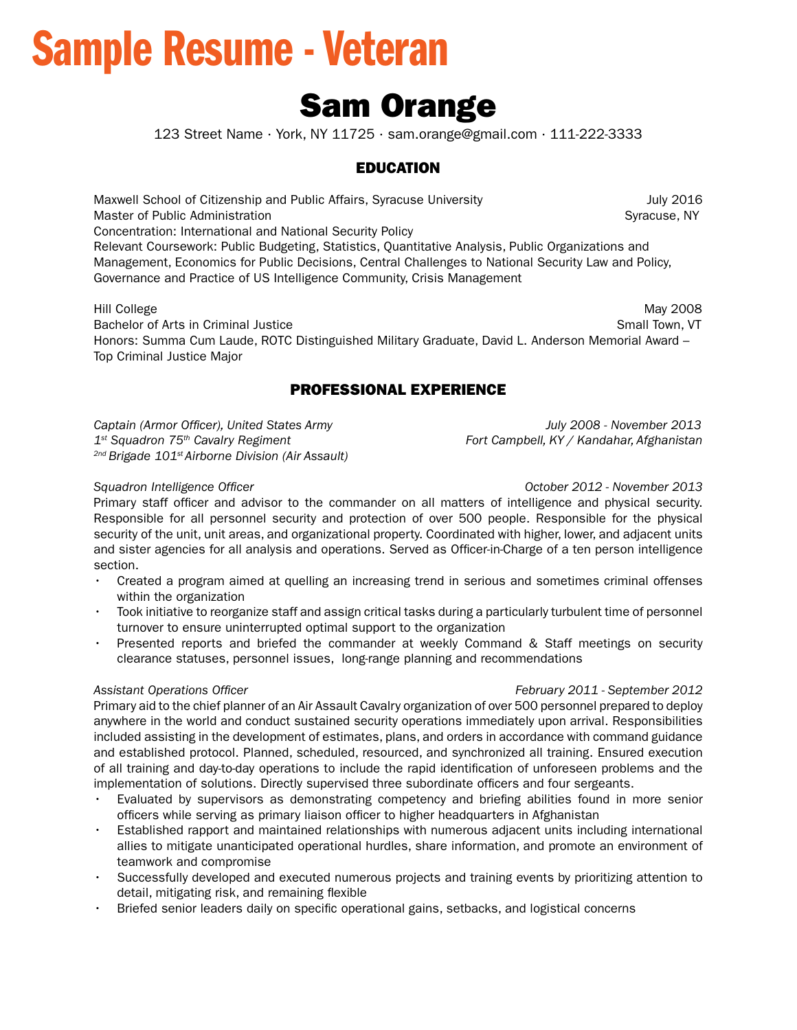# Sample Resume - Veteran

## Sam Orange

123 Street Name · York, NY 11725 · sam.orange@gmail.com · 111-222-3333

### EDUCATION

Maxwell School of Citizenship and Public Affairs, Syracuse University — July 2016
Master of Public Administration — Syracuse, NY
Concentration: International and National Security Policy
Relevant Coursework: Public Budgeting, Statistics, Quantitative Analysis, Public Organizations and Management, Economics for Public Decisions, Central Challenges to National Security Law and Policy, Governance and Practice of US Intelligence Community, Crisis Management

Hill College — May 2008
Bachelor of Arts in Criminal Justice — Small Town, VT
Honors: Summa Cum Laude, ROTC Distinguished Military Graduate, David L. Anderson Memorial Award – Top Criminal Justice Major

### PROFESSIONAL EXPERIENCE

*Captain (Armor Officer), United States Army* — *July 2008 - November 2013*
*1st Squadron 75th Cavalry Regiment* — *Fort Campbell, KY / Kandahar, Afghanistan*
*2nd Brigade 101st Airborne Division (Air Assault)*

*Squadron Intelligence Officer* — *October 2012 - November 2013*

Primary staff officer and advisor to the commander on all matters of intelligence and physical security. Responsible for all personnel security and protection of over 500 people. Responsible for the physical security of the unit, unit areas, and organizational property. Coordinated with higher, lower, and adjacent units and sister agencies for all analysis and operations. Served as Officer-in-Charge of a ten person intelligence section.

- Created a program aimed at quelling an increasing trend in serious and sometimes criminal offenses within the organization
- Took initiative to reorganize staff and assign critical tasks during a particularly turbulent time of personnel turnover to ensure uninterrupted optimal support to the organization
- Presented reports and briefed the commander at weekly Command & Staff meetings on security clearance statuses, personnel issues, long-range planning and recommendations

*Assistant Operations Officer* — *February 2011 - September 2012*

Primary aid to the chief planner of an Air Assault Cavalry organization of over 500 personnel prepared to deploy anywhere in the world and conduct sustained security operations immediately upon arrival. Responsibilities included assisting in the development of estimates, plans, and orders in accordance with command guidance and established protocol. Planned, scheduled, resourced, and synchronized all training. Ensured execution of all training and day-to-day operations to include the rapid identification of unforeseen problems and the implementation of solutions. Directly supervised three subordinate officers and four sergeants.

- Evaluated by supervisors as demonstrating competency and briefing abilities found in more senior officers while serving as primary liaison officer to higher headquarters in Afghanistan
- Established rapport and maintained relationships with numerous adjacent units including international allies to mitigate unanticipated operational hurdles, share information, and promote an environment of teamwork and compromise
- Successfully developed and executed numerous projects and training events by prioritizing attention to detail, mitigating risk, and remaining flexible
- Briefed senior leaders daily on specific operational gains, setbacks, and logistical concerns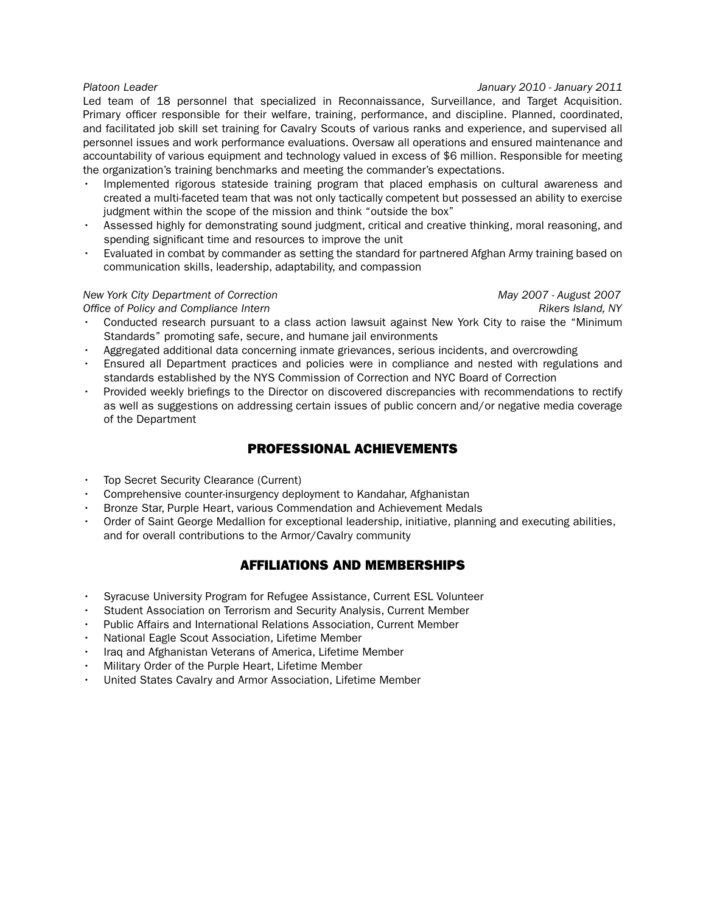*Platoon Leader* *January 2010 - January 2011*

Led team of 18 personnel that specialized in Reconnaissance, Surveillance, and Target Acquisition. Primary officer responsible for their welfare, training, performance, and discipline. Planned, coordinated, and facilitated job skill set training for Cavalry Scouts of various ranks and experience, and supervised all personnel issues and work performance evaluations. Oversaw all operations and ensured maintenance and accountability of various equipment and technology valued in excess of $6 million. Responsible for meeting the organization's training benchmarks and meeting the commander's expectations.

- Implemented rigorous stateside training program that placed emphasis on cultural awareness and created a multi-faceted team that was not only tactically competent but possessed an ability to exercise judgment within the scope of the mission and think "outside the box"
- Assessed highly for demonstrating sound judgment, critical and creative thinking, moral reasoning, and spending significant time and resources to improve the unit
- Evaluated in combat by commander as setting the standard for partnered Afghan Army training based on communication skills, leadership, adaptability, and compassion

*New York City Department of Correction* *May 2007 - August 2007*
*Office of Policy and Compliance Intern* *Rikers Island, NY*

- Conducted research pursuant to a class action lawsuit against New York City to raise the "Minimum Standards" promoting safe, secure, and humane jail environments
- Aggregated additional data concerning inmate grievances, serious incidents, and overcrowding
- Ensured all Department practices and policies were in compliance and nested with regulations and standards established by the NYS Commission of Correction and NYC Board of Correction
- Provided weekly briefings to the Director on discovered discrepancies with recommendations to rectify as well as suggestions on addressing certain issues of public concern and/or negative media coverage of the Department

## PROFESSIONAL ACHIEVEMENTS

- Top Secret Security Clearance (Current)
- Comprehensive counter-insurgency deployment to Kandahar, Afghanistan
- Bronze Star, Purple Heart, various Commendation and Achievement Medals
- Order of Saint George Medallion for exceptional leadership, initiative, planning and executing abilities, and for overall contributions to the Armor/Cavalry community

## AFFILIATIONS AND MEMBERSHIPS

- Syracuse University Program for Refugee Assistance, Current ESL Volunteer
- Student Association on Terrorism and Security Analysis, Current Member
- Public Affairs and International Relations Association, Current Member
- National Eagle Scout Association, Lifetime Member
- Iraq and Afghanistan Veterans of America, Lifetime Member
- Military Order of the Purple Heart, Lifetime Member
- United States Cavalry and Armor Association, Lifetime Member